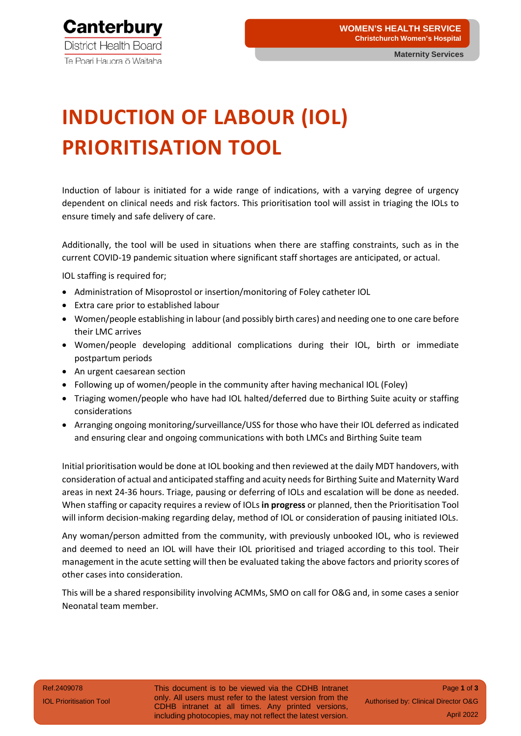# INDUCTION OF LABOUR (IOL) PRIORITISATION TOOL

Induction of labour is initiated for a wide range of indications, with a varying degree of urgency dependent on clinical needs and risk factors. This prioritisation tool will assist in triaging the IOLs to ensure timely and safe delivery of care.

Additionally, the tool will be used in situations when there are staffing constraints, such as in the current COVID-19 pandemic situation where significant staff shortages are anticipated, or actual.

IOL staffing is required for;

- Administration of Misoprostol or insertion/monitoring of Foley catheter IOL
- Extra care prior to established labour
- Women/people establishing in labour (and possibly birth cares) and needing one to one care before their LMC arrives
- Women/people developing additional complications during their IOL, birth or immediate postpartum periods
- An urgent caesarean section
- Following up of women/people in the community after having mechanical IOL (Foley)
- Triaging women/people who have had IOL halted/deferred due to Birthing Suite acuity or staffing considerations
- Arranging ongoing monitoring/surveillance/USS for those who have their IOL deferred as indicated and ensuring clear and ongoing communications with both LMCs and Birthing Suite team

Initial prioritisation would be done at IOL booking and then reviewed at the daily MDT handovers, with consideration of actual and anticipated staffing and acuity needs for Birthing Suite and Maternity Ward areas in next 24-36 hours. Triage, pausing or deferring of IOLs and escalation will be done as needed. When staffing or capacity requires a review of IOLs **in progress** or planned, then the Prioritisation Tool will inform decision-making regarding delay, method of IOL or consideration of pausing initiated IOLs.

Any woman/person admitted from the community, with previously unbooked IOL, who is reviewed and deemed to need an IOL will have their IOL prioritised and triaged according to this tool. Their management in the acute setting will then be evaluated taking the above factors and priority scores of other cases into consideration.

This will be a shared responsibility involving ACMMs, SMO on call for O&G and, in some cases a senior Neonatal team member.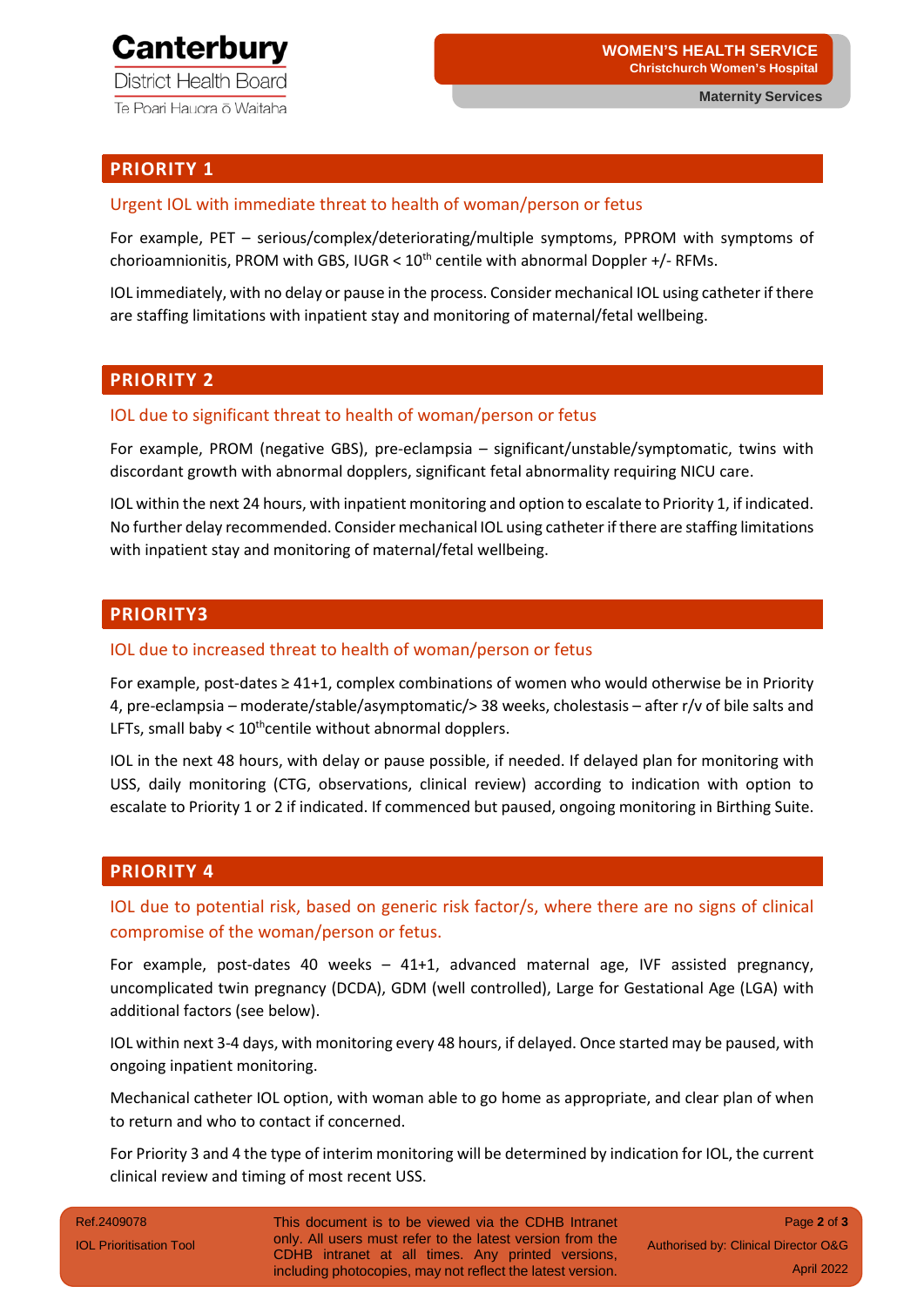## PRIORITY 1

### Urgent IOL with immediate threat to health of woman/person or fetus

For example, PET – serious/complex/deteriorating/multiple symptoms, PPROM with symptoms of chorioamnionitis, PROM with GBS, IUGR < 10th centile with abnormal Doppler +/- RFMs.

IOL immediately, with no delay or pause in the process. Consider mechanical IOL using catheter if there are staffing limitations with inpatient stay and monitoring of maternal/fetal wellbeing.

## PRIORITY 2

### IOL due to significant threat to health of woman/person or fetus

For example, PROM (negative GBS), pre-eclampsia – significant/unstable/symptomatic, twins with discordant growth with abnormal dopplers, significant fetal abnormality requiring NICU care.

IOL within the next 24 hours, with inpatient monitoring and option to escalate to Priority 1, if indicated. No further delay recommended. Consider mechanical IOL using catheter if there are staffing limitations with inpatient stay and monitoring of maternal/fetal wellbeing.

## PRIORITY3

### IOL due to increased threat to health of woman/person or fetus

For example, post-dates ≥ 41+1, complex combinations of women who would otherwise be in Priority 4, pre-eclampsia – moderate/stable/asymptomatic/> 38 weeks, cholestasis – after r/v of bile salts and LFTs, small baby < 10thcentile without abnormal dopplers.

IOL in the next 48 hours, with delay or pause possible, if needed. If delayed plan for monitoring with USS, daily monitoring (CTG, observations, clinical review) according to indication with option to escalate to Priority 1 or 2 if indicated. If commenced but paused, ongoing monitoring in Birthing Suite.

## PRIORITY 4

### IOL due to potential risk, based on generic risk factor/s, where there are no signs of clinical compromise of the woman/person or fetus.

For example, post-dates 40 weeks – 41+1, advanced maternal age, IVF assisted pregnancy, uncomplicated twin pregnancy (DCDA), GDM (well controlled), Large for Gestational Age (LGA) with additional factors (see below).

IOL within next 3-4 days, with monitoring every 48 hours, if delayed. Once started may be paused, with ongoing inpatient monitoring.

Mechanical catheter IOL option, with woman able to go home as appropriate, and clear plan of when to return and who to contact if concerned.

For Priority 3 and 4 the type of interim monitoring will be determined by indication for IOL, the current clinical review and timing of most recent USS.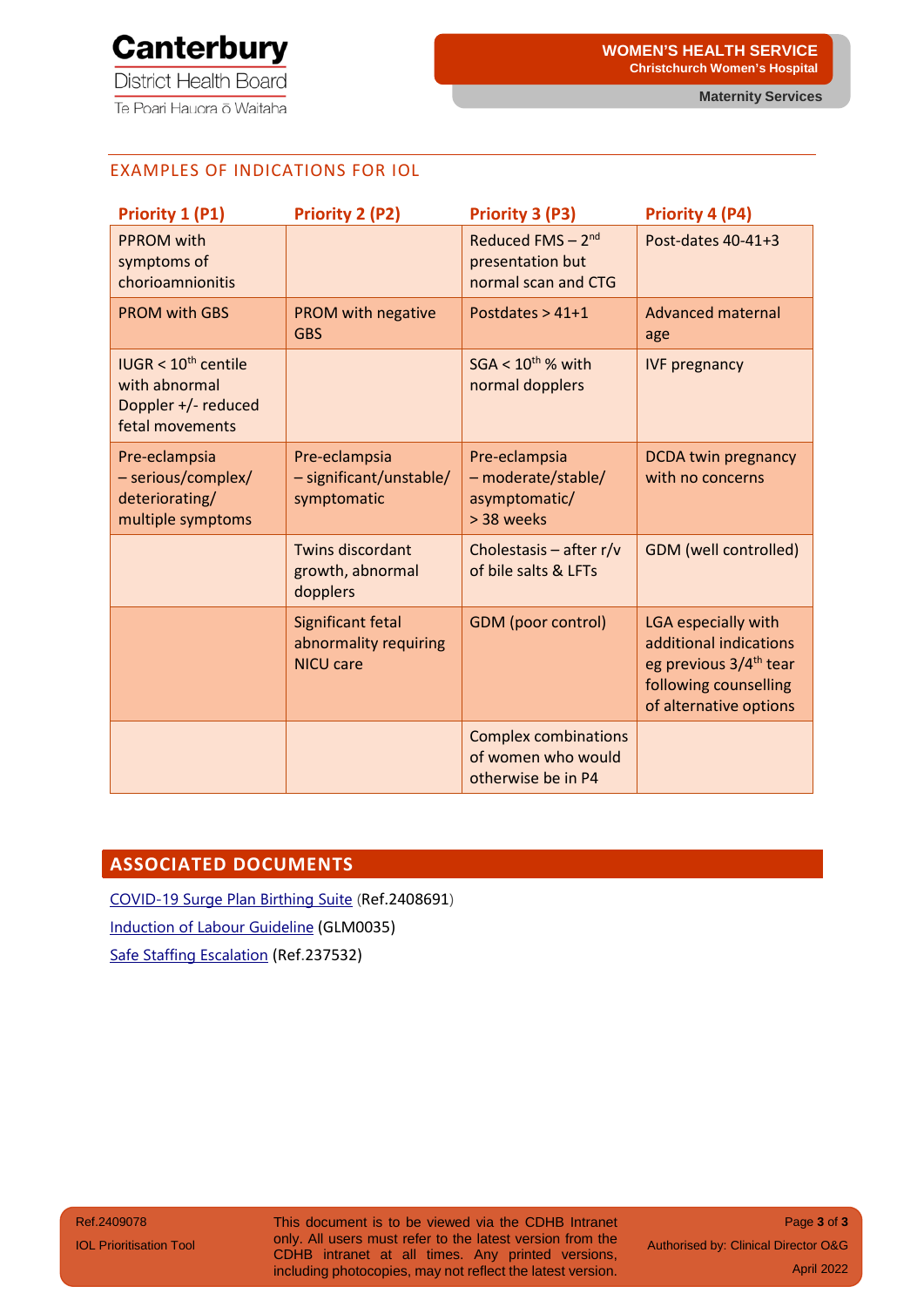## EXAMPLES OF INDICATIONS FOR IOL

| Priority 1 (P1) | Priority 2 (P2) | Priority 3 (P3) | Priority 4 (P4) |
|---|---|---|---|
| PPROM with symptoms of chorioamnionitis | | Reduced FMS – $2^{nd}$ presentation but normal scan and CTG | Post-dates 40-41+3 |
| PROM with GBS | PROM with negative GBS | Postdates > 41+1 | Advanced maternal age |
| IUGR < $10^{th}$ centile with abnormal Doppler +/- reduced fetal movements | | SGA < $10^{th}$ % with normal dopplers | IVF pregnancy |
| Pre-eclampsia – serious/complex/ deteriorating/ multiple symptoms | Pre-eclampsia – significant/unstable/ symptomatic | Pre-eclampsia – moderate/stable/ asymptomatic/ > 38 weeks | DCDA twin pregnancy with no concerns |
| | Twins discordant growth, abnormal dopplers | Cholestasis – after r/v of bile salts & LFTs | GDM (well controlled) |
| | Significant fetal abnormality requiring NICU care | GDM (poor control) | LGA especially with additional indications eg previous 3/$4^{th}$ tear following counselling of alternative options |
| | | Complex combinations of women who would otherwise be in P4 | |

## ASSOCIATED DOCUMENTS

COVID-19 Surge Plan Birthing Suite (Ref.2408691)

Induction of Labour Guideline (GLM0035)

Safe Staffing Escalation (Ref.237532)